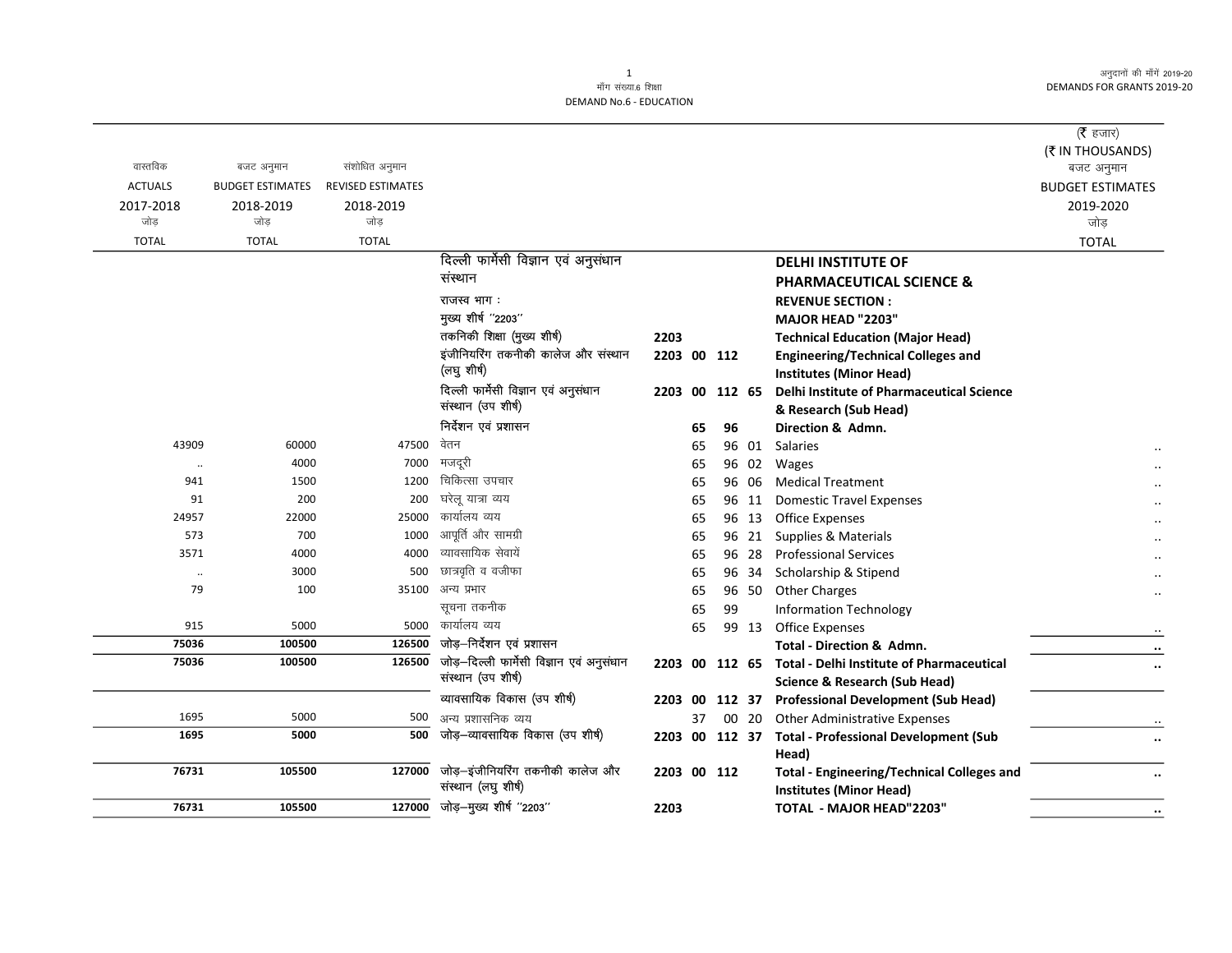माँग संख्या.6 शिक्षा
DEMAND No.6 - EDUCATION

अनुदानों की माँगें 2019-20
DEMANDS FOR GRANTS 2019-20

(₹ हजार)
(₹ IN THOUSANDS)

| वास्तविक ACTUALS 2017-2018 जोड़ TOTAL | बजट अनुमान BUDGET ESTIMATES 2018-2019 जोड़ TOTAL | संशोधित अनुमान REVISED ESTIMATES 2018-2019 जोड़ TOTAL | | | | | | | बजट अनुमान BUDGET ESTIMATES 2019-2020 जोड़ TOTAL |
|---|---|---|---|---|---|---|---|---|---|
| | | | दिल्ली फार्मेसी विज्ञान एवं अनुसंधान संस्थान | | | | | **DELHI INSTITUTE OF PHARMACEUTICAL SCIENCE &** | |
| | | | राजस्व भाग : | | | | | **REVENUE SECTION :** | |
| | | | मुख्य शीर्ष "2203" | | | | | **MAJOR HEAD "2203"** | |
| | | | तकनिकी शिक्षा (मुख्य शीर्ष) | **2203** | | | | **Technical Education (Major Head)** | |
| | | | इंजीनियरिंग तकनीकी कालेज और संस्थान (लघु शीर्ष) | **2203** | **00** | **112** | | **Engineering/Technical Colleges and Institutes (Minor Head)** | |
| | | | दिल्ली फार्मेसी विज्ञान एवं अनुसंधान संस्थान (उप शीर्ष) | **2203** | **00** | **112** | **65** | **Delhi Institute of Pharmaceutical Science & Research (Sub Head)** | |
| | | | निर्देशन एवं प्रशासन | | **65** | **96** | | **Direction & Admn.** | |
| 43909 | 60000 | 47500 | वेतन | | 65 | 96 | 01 | Salaries | .. |
| .. | 4000 | 7000 | मजदूरी | | 65 | 96 | 02 | Wages | .. |
| 941 | 1500 | 1200 | चिकित्सा उपचार | | 65 | 96 | 06 | Medical Treatment | .. |
| 91 | 200 | 200 | घरेलू यात्रा व्यय | | 65 | 96 | 11 | Domestic Travel Expenses | .. |
| 24957 | 22000 | 25000 | कार्यालय व्यय | | 65 | 96 | 13 | Office Expenses | .. |
| 573 | 700 | 1000 | आपूर्ति और सामग्री | | 65 | 96 | 21 | Supplies & Materials | .. |
| 3571 | 4000 | 4000 | व्यावसायिक सेवायें | | 65 | 96 | 28 | Professional Services | .. |
| .. | 3000 | 500 | छात्रवृति व वजीफा | | 65 | 96 | 34 | Scholarship & Stipend | .. |
| 79 | 100 | 35100 | अन्य प्रभार | | 65 | 96 | 50 | Other Charges | .. |
| | | | सूचना तकनीक | | 65 | 99 | | Information Technology | |
| 915 | 5000 | 5000 | कार्यालय व्यय | | 65 | 99 | 13 | Office Expenses | .. |
| **75036** | **100500** | **126500** | जोड़–निर्देशन एवं प्रशासन | | | | | **Total - Direction & Admn.** | **..** |
| **75036** | **100500** | **126500** | जोड़–दिल्ली फार्मेसी विज्ञान एवं अनुसंधान संस्थान (उप शीर्ष) | **2203** | **00** | **112** | **65** | **Total - Delhi Institute of Pharmaceutical Science & Research (Sub Head)** | **..** |
| | | | व्यावसायिक विकास (उप शीर्ष) | **2203** | **00** | **112** | **37** | **Professional Development (Sub Head)** | |
| 1695 | 5000 | 500 | अन्य प्रशासनिक व्यय | | 37 | 00 | 20 | Other Administrative Expenses | .. |
| **1695** | **5000** | **500** | जोड़–व्यावसायिक विकास (उप शीर्ष) | **2203** | **00** | **112** | **37** | **Total - Professional Development (Sub Head)** | **..** |
| **76731** | **105500** | **127000** | जोड़–इंजीनियरिंग तकनीकी कालेज और संस्थान (लघु शीर्ष) | **2203** | **00** | **112** | | **Total - Engineering/Technical Colleges and Institutes (Minor Head)** | **..** |
| **76731** | **105500** | **127000** | जोड़–मुख्य शीर्ष "2203" | **2203** | | | | **TOTAL - MAJOR HEAD"2203"** | **..** |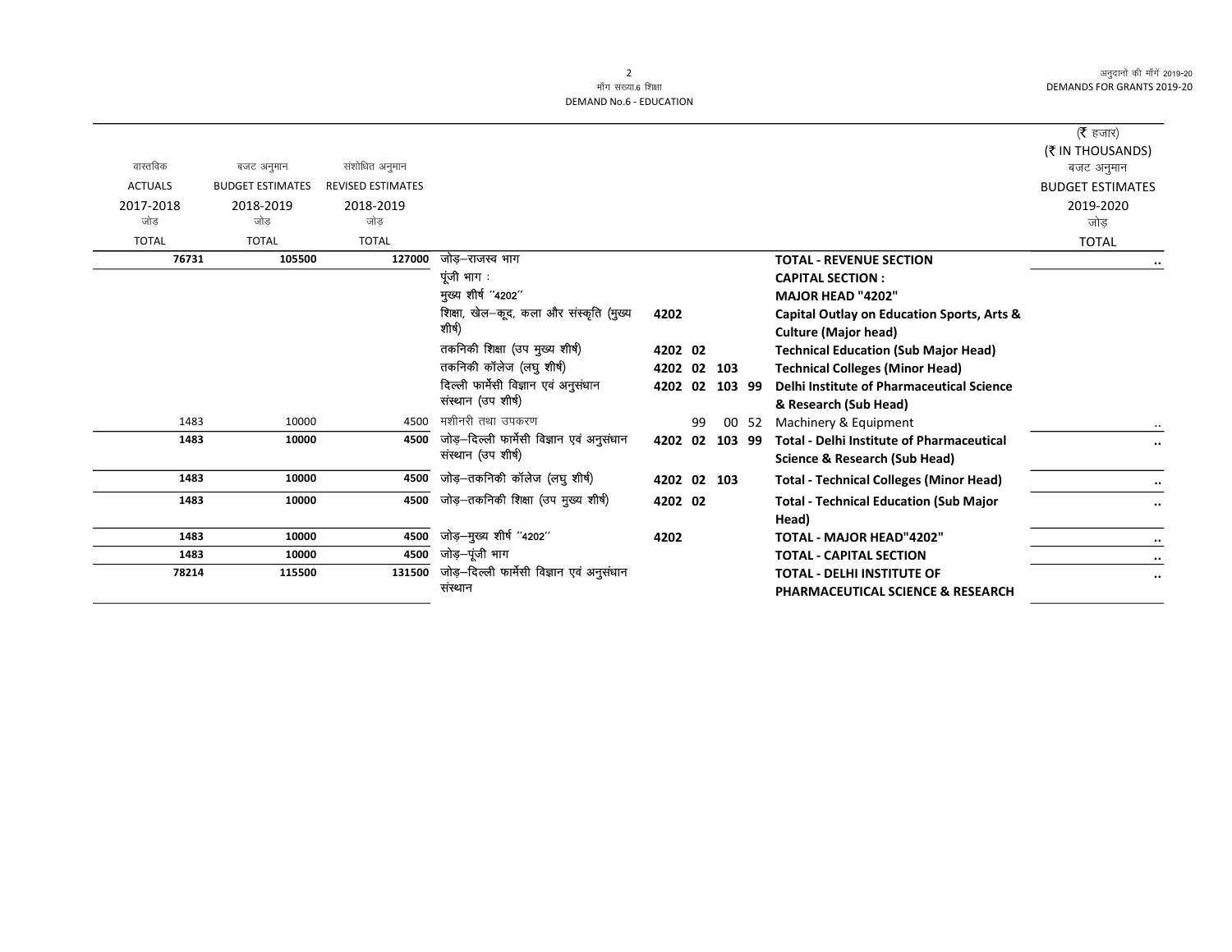DEMAND No.6 - EDUCATION

मॉंग संख्या.6 शिक्षा

अनुदानों की माँगें 2019-20
DEMANDS FOR GRANTS 2019-20

(₹ हजार)
(₹ IN THOUSANDS)

| वास्तविक ACTUALS 2017-2018 जोड़ TOTAL | बजट अनुमान BUDGET ESTIMATES 2018-2019 जोड़ TOTAL | संशोधित अनुमान REVISED ESTIMATES 2018-2019 जोड़ TOTAL | | | | बजट अनुमान BUDGET ESTIMATES 2019-2020 जोड़ TOTAL |
|---|---|---|---|---|---|---|
| **76731** | **105500** | **127000** | जोड़–राजस्व भाग | | **TOTAL - REVENUE SECTION** | **..** |
| | | | पूंजी भाग : | | **CAPITAL SECTION :** | |
| | | | मुख्य शीर्ष ''4202'' | | **MAJOR HEAD "4202"** | |
| | | | शिक्षा, खेल–कूद, कला और संस्कृति (मुख्य शीर्ष) | 4202 | **Capital Outlay on Education Sports, Arts & Culture (Major head)** | |
| | | | तकनिकी शिक्षा (उप मुख्य शीर्ष) | 4202 02 | **Technical Education (Sub Major Head)** | |
| | | | तकनिकी कॉलेज (लघु शीर्ष) | 4202 02 103 | **Technical Colleges (Minor Head)** | |
| | | | दिल्ली फार्मेसी विज्ञान एवं अनुसंधान संस्थान (उप शीर्ष) | 4202 02 103 99 | **Delhi Institute of Pharmaceutical Science & Research (Sub Head)** | |
| 1483 | 10000 | 4500 | मशीनरी तथा उपकरण | 99 00 52 | Machinery & Equipment | .. |
| **1483** | **10000** | **4500** | जोड़–दिल्ली फार्मेसी विज्ञान एवं अनुसंधान संस्थान (उप शीर्ष) | 4202 02 103 99 | **Total - Delhi Institute of Pharmaceutical Science & Research (Sub Head)** | **..** |
| **1483** | **10000** | **4500** | जोड़–तकनिकी कॉलेज (लघु शीर्ष) | 4202 02 103 | **Total - Technical Colleges (Minor Head)** | **..** |
| **1483** | **10000** | **4500** | जोड़–तकनिकी शिक्षा (उप मुख्य शीर्ष) | 4202 02 | **Total - Technical Education (Sub Major Head)** | **..** |
| **1483** | **10000** | **4500** | जोड़–मुख्य शीर्ष ''4202'' | 4202 | **TOTAL - MAJOR HEAD"4202"** | **..** |
| **1483** | **10000** | **4500** | जोड़–पूंजी भाग | | **TOTAL - CAPITAL SECTION** | **..** |
| **78214** | **115500** | **131500** | जोड़–दिल्ली फार्मेसी विज्ञान एवं अनुसंधान संस्थान | | **TOTAL - DELHI INSTITUTE OF PHARMACEUTICAL SCIENCE & RESEARCH** | **..** |